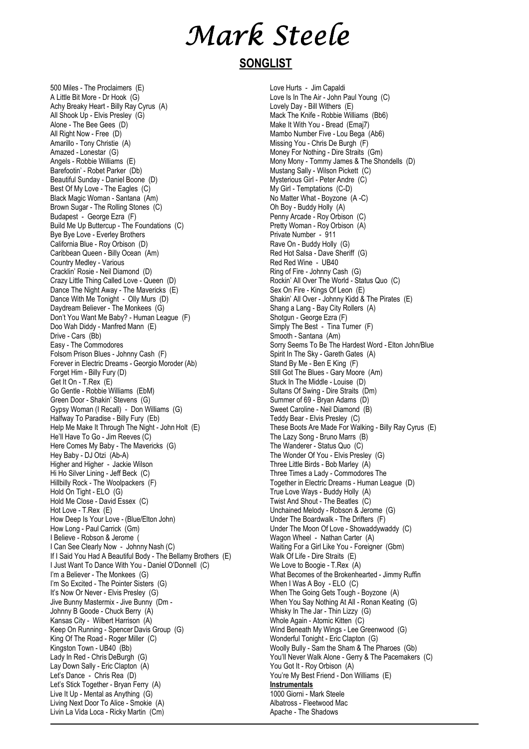// Mark Steele

## SONGLIST

500 Miles - The Proclaimers (E)
A Little Bit More - Dr Hook (G)
Achy Breaky Heart - Billy Ray Cyrus (A)
All Shook Up - Elvis Presley (G)
Alone - The Bee Gees (D)
All Right Now - Free (D)
Amarillo - Tony Christie (A)
Amazed - Lonestar (G)
Angels - Robbie Williams (E)
Barefootin' - Robet Parker (Db)
Beautiful Sunday - Daniel Boone (D)
Best Of My Love - The Eagles (C)
Black Magic Woman - Santana (Am)
Brown Sugar - The Rolling Stones (C)
Budapest - George Ezra (F)
Build Me Up Buttercup - The Foundations (C)
Bye Bye Love - Everley Brothers
California Blue - Roy Orbison (D)
Caribbean Queen - Billy Ocean (Am)
Country Medley - Various
Cracklin' Rosie - Neil Diamond (D)
Crazy Little Thing Called Love - Queen (D)
Dance The Night Away - The Mavericks (E)
Dance With Me Tonight - Olly Murs (D)
Daydream Believer - The Monkees (G)
Don't You Want Me Baby? - Human League (F)
Doo Wah Diddy - Manfred Mann (E)
Drive - Cars (Bb)
Easy - The Commodores
Folsom Prison Blues - Johnny Cash (F)
Forever in Electric Dreams - Georgio Moroder (Ab)
Forget Him - Billy Fury (D)
Get It On - T.Rex (E)
Go Gentle - Robbie Williams (EbM)
Green Door - Shakin' Stevens (G)
Gypsy Woman (I Recall) - Don Williams (G)
Halfway To Paradise - Billy Fury (Eb)
Help Me Make It Through The Night - John Holt (E)
He'll Have To Go - Jim Reeves (C)
Here Comes My Baby - The Mavericks (G)
Hey Baby - DJ Otzi (Ab-A)
Higher and Higher - Jackie Wilson
Hi Ho Silver Lining - Jeff Beck (C)
Hillbilly Rock - The Woolpackers (F)
Hold On Tight - ELO (G)
Hold Me Close - David Essex (C)
Hot Love - T.Rex (E)
How Deep Is Your Love - (Blue/Elton John)
How Long - Paul Carrick (Gm)
I Believe - Robson & Jerome (
I Can See Clearly Now - Johnny Nash (C)
If I Said You Had A Beautiful Body - The Bellamy Brothers (E)
I Just Want To Dance With You - Daniel O'Donnell (C)
I'm a Believer - The Monkees (G)
I'm So Excited - The Pointer Sisters (G)
It's Now Or Never - Elvis Presley (G)
Jive Bunny Mastermix - Jive Bunny (Dm -
Johnny B Goode - Chuck Berry (A)
Kansas City - Wilbert Harrison (A)
Keep On Running - Spencer Davis Group (G)
King Of The Road - Roger Miller (C)
Kingston Town - UB40 (Bb)
Lady In Red - Chris DeBurgh (G)
Lay Down Sally - Eric Clapton (A)
Let's Dance - Chris Rea (D)
Let's Stick Together - Bryan Ferry (A)
Live It Up - Mental as Anything (G)
Living Next Door To Alice - Smokie (A)
Livin La Vida Loca - Ricky Martin (Cm)
Love Hurts - Jim Capaldi
Love Is In The Air - John Paul Young (C)
Lovely Day - Bill Withers (E)
Mack The Knife - Robbie Williams (Bb6)
Make It With You - Bread (Emaj7)
Mambo Number Five - Lou Bega (Ab6)
Missing You - Chris De Burgh (F)
Money For Nothing - Dire Straits (Gm)
Mony Mony - Tommy James & The Shondells (D)
Mustang Sally - Wilson Pickett (C)
Mysterious Girl - Peter Andre (C)
My Girl - Temptations (C-D)
No Matter What - Boyzone (A -C)
Oh Boy - Buddy Holly (A)
Penny Arcade - Roy Orbison (C)
Pretty Woman - Roy Orbison (A)
Private Number - 911
Rave On - Buddy Holly (G)
Red Hot Salsa - Dave Sheriff (G)
Red Red Wine - UB40
Ring of Fire - Johnny Cash (G)
Rockin' All Over The World - Status Quo (C)
Sex On Fire - Kings Of Leon (E)
Shakin' All Over - Johnny Kidd & The Pirates (E)
Shang a Lang - Bay City Rollers (A)
Shotgun - George Ezra (F)
Simply The Best - Tina Turner (F)
Smooth - Santana (Am)
Sorry Seems To Be The Hardest Word - Elton John/Blue
Spirit In The Sky - Gareth Gates (A)
Stand By Me - Ben E King (F)
Still Got The Blues - Gary Moore (Am)
Stuck In The Middle - Louise (D)
Sultans Of Swing - Dire Straits (Dm)
Summer of 69 - Bryan Adams (D)
Sweet Caroline - Neil Diamond (B)
Teddy Bear - Elvis Presley (C)
These Boots Are Made For Walking - Billy Ray Cyrus (E)
The Lazy Song - Bruno Marrs (B)
The Wanderer - Status Quo (C)
The Wonder Of You - Elvis Presley (G)
Three Little Birds - Bob Marley (A)
Three Times a Lady - Commodores The
Together in Electric Dreams - Human League (D)
True Love Ways - Buddy Holly (A)
Twist And Shout - The Beatles (C)
Unchained Melody - Robson & Jerome (G)
Under The Boardwalk - The Drifters (F)
Under The Moon Of Love - Showaddywaddy (C)
Wagon Wheel - Nathan Carter (A)
Waiting For a Girl Like You - Foreigner (Gbm)
Walk Of Life - Dire Straits (E)
We Love to Boogie - T.Rex (A)
What Becomes of the Brokenhearted - Jimmy Ruffin
When I Was A Boy - ELO (C)
When The Going Gets Tough - Boyzone (A)
When You Say Nothing At All - Ronan Keating (G)
Whisky In The Jar - Thin Lizzy (G)
Whole Again - Atomic Kitten (C)
Wind Beneath My Wings - Lee Greenwood (G)
Wonderful Tonight - Eric Clapton (G)
Woolly Bully - Sam the Sham & The Pharoes (Gb)
You'll Never Walk Alone - Gerry & The Pacemakers (C)
You Got It - Roy Orbison (A)
You're My Best Friend - Don Williams (E)

**Instrumentals**

1000 Giorni - Mark Steele
Albatross - Fleetwood Mac
Apache - The Shadows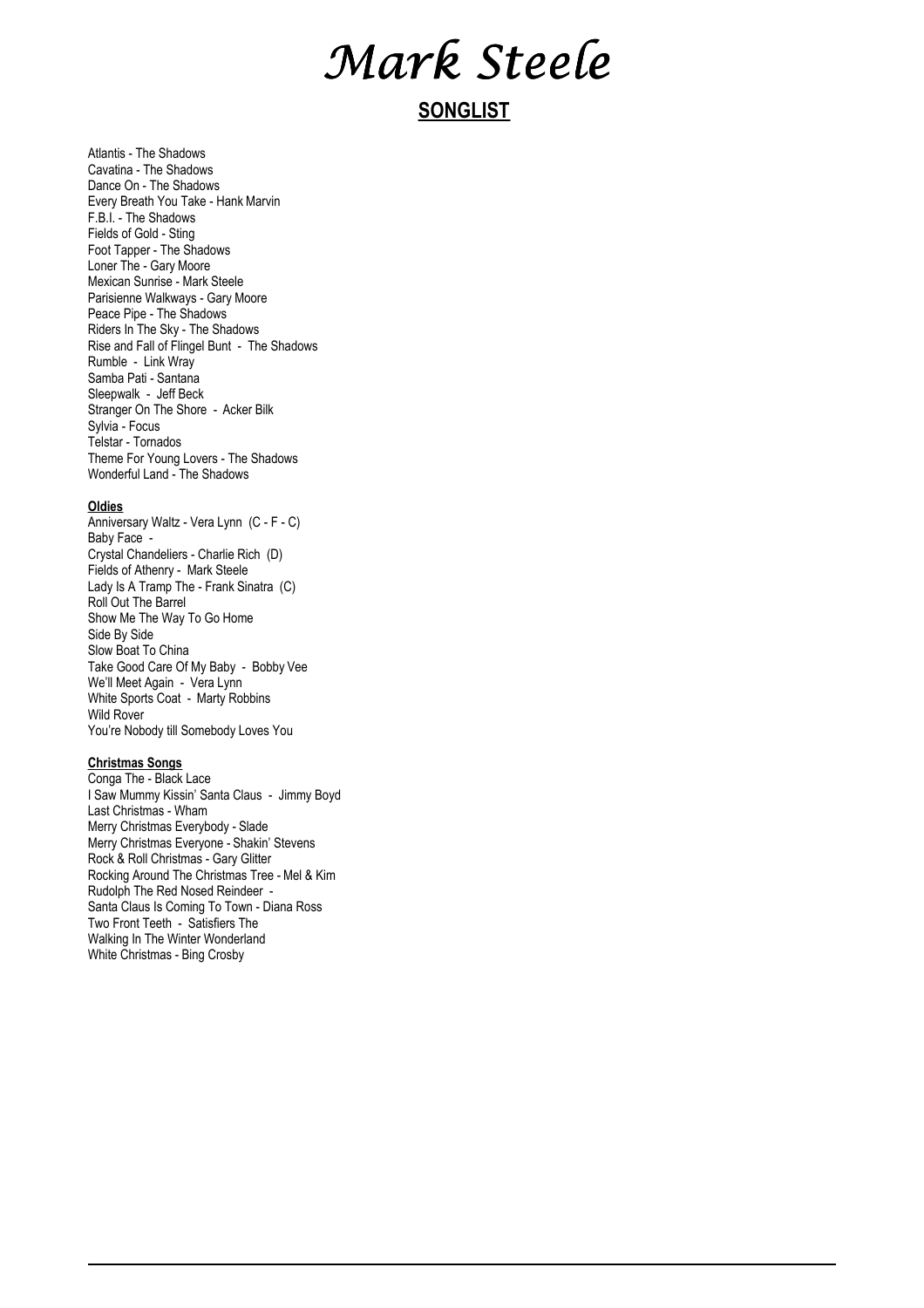# *Mark Steele*

## SONGLIST

Atlantis - The Shadows
Cavatina - The Shadows
Dance On - The Shadows
Every Breath You Take - Hank Marvin
F.B.I. - The Shadows
Fields of Gold - Sting
Foot Tapper - The Shadows
Loner The - Gary Moore
Mexican Sunrise - Mark Steele
Parisienne Walkways - Gary Moore
Peace Pipe - The Shadows
Riders In The Sky - The Shadows
Rise and Fall of Flingel Bunt - The Shadows
Rumble - Link Wray
Samba Pati - Santana
Sleepwalk - Jeff Beck
Stranger On The Shore - Acker Bilk
Sylvia - Focus
Telstar - Tornados
Theme For Young Lovers - The Shadows
Wonderful Land - The Shadows

**Oldies**

Anniversary Waltz - Vera Lynn (C - F - C)
Baby Face -
Crystal Chandeliers - Charlie Rich (D)
Fields of Athenry - Mark Steele
Lady Is A Tramp The - Frank Sinatra (C)
Roll Out The Barrel
Show Me The Way To Go Home
Side By Side
Slow Boat To China
Take Good Care Of My Baby - Bobby Vee
We'll Meet Again - Vera Lynn
White Sports Coat - Marty Robbins
Wild Rover
You're Nobody till Somebody Loves You

**Christmas Songs**

Conga The - Black Lace
I Saw Mummy Kissin' Santa Claus - Jimmy Boyd
Last Christmas - Wham
Merry Christmas Everybody - Slade
Merry Christmas Everyone - Shakin' Stevens
Rock & Roll Christmas - Gary Glitter
Rocking Around The Christmas Tree - Mel & Kim
Rudolph The Red Nosed Reindeer -
Santa Claus Is Coming To Town - Diana Ross
Two Front Teeth - Satisfiers The
Walking In The Winter Wonderland
White Christmas - Bing Crosby